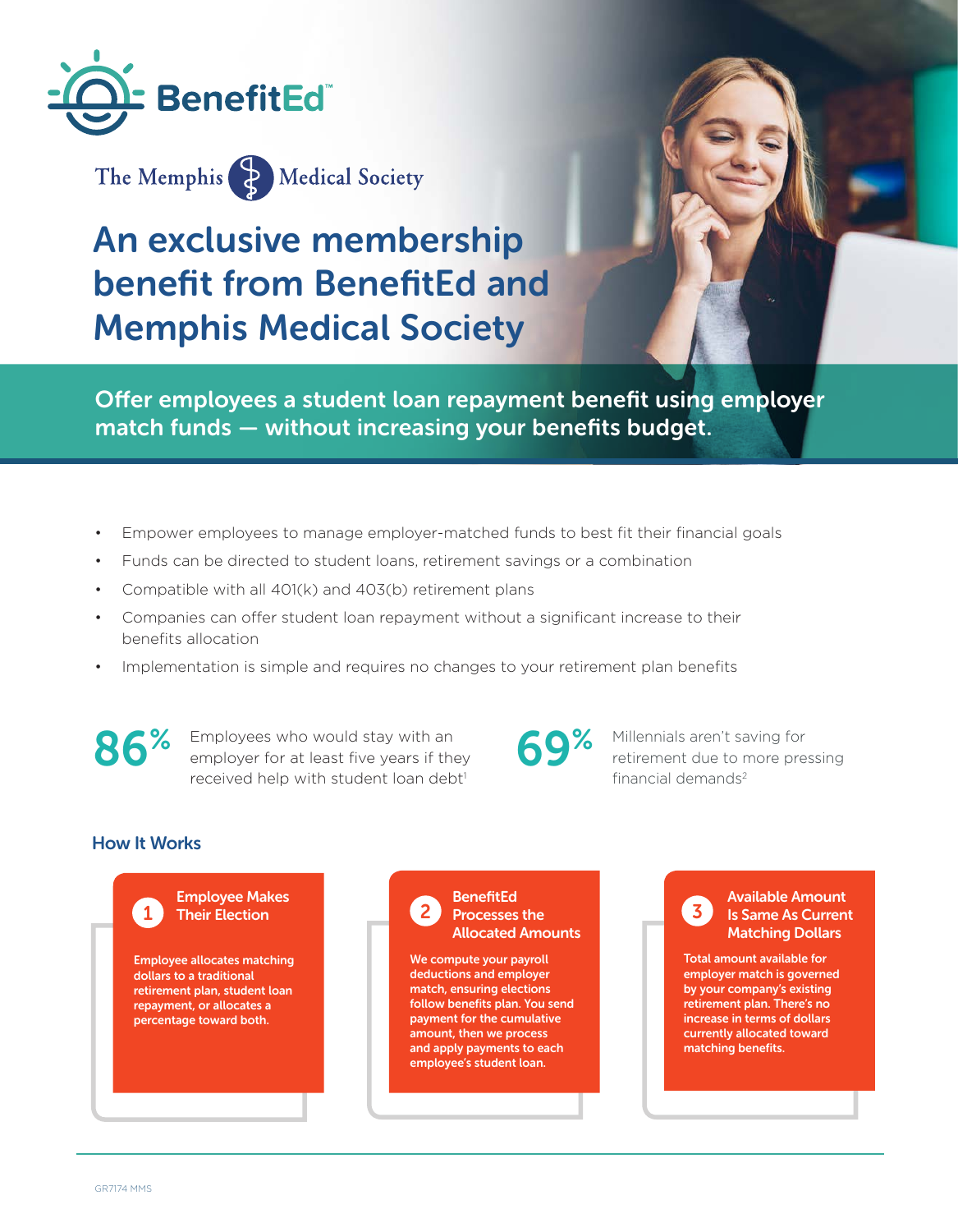BenefitEd™

The Memphis Medical Society

# An exclusive membership benefit from BenefitEd and Memphis Medical Society

## Offer employees a student loan repayment benefit using employer match funds — without increasing your benefits budget.

- Empower employees to manage employer-matched funds to best fit their financial goals
- Funds can be directed to student loans, retirement savings or a combination
- Compatible with all 401(k) and 403(b) retirement plans
- Companies can offer student loan repayment without a significant increase to their benefits allocation
- Implementation is simple and requires no changes to your retirement plan benefits

**86%** Employees who would stay with an employer for at least five years if they received help with student loan debt[1]

**69%** Millennials aren't saving for retirement due to more pressing financial demands[2]

### How It Works

**1 Employee Makes Their Election**

Employee allocates matching dollars to a traditional retirement plan, student loan repayment, or allocates a percentage toward both.

**2 BenefitEd Processes the Allocated Amounts**

We compute your payroll deductions and employer match, ensuring elections follow benefits plan. You send payment for the cumulative amount, then we process and apply payments to each employee's student loan.

**3 Available Amount Is Same As Current Matching Dollars**

Total amount available for employer match is governed by your company's existing retirement plan. There's no increase in terms of dollars currently allocated toward matching benefits.

GR7174 MMS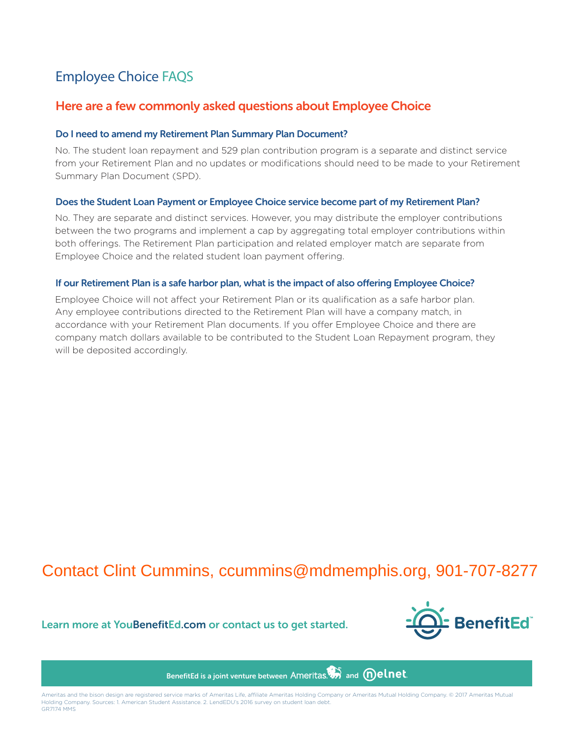# Employee Choice FAQS

## Here are a few commonly asked questions about Employee Choice

### Do I need to amend my Retirement Plan Summary Plan Document?

No. The student loan repayment and 529 plan contribution program is a separate and distinct service from your Retirement Plan and no updates or modifications should need to be made to your Retirement Summary Plan Document (SPD).

### Does the Student Loan Payment or Employee Choice service become part of my Retirement Plan?

No. They are separate and distinct services. However, you may distribute the employer contributions between the two programs and implement a cap by aggregating total employer contributions within both offerings. The Retirement Plan participation and related employer match are separate from Employee Choice and the related student loan payment offering.

### If our Retirement Plan is a safe harbor plan, what is the impact of also offering Employee Choice?

Employee Choice will not affect your Retirement Plan or its qualification as a safe harbor plan. Any employee contributions directed to the Retirement Plan will have a company match, in accordance with your Retirement Plan documents. If you offer Employee Choice and there are company match dollars available to be contributed to the Student Loan Repayment program, they will be deposited accordingly.

Contact Clint Cummins, ccummins@mdmemphis.org, 901-707-8277

Learn more at YouBenefitEd.com or contact us to get started.

BenefitEd™

BenefitEd is a joint venture between Ameritas and Nelnet.

Ameritas and the bison design are registered service marks of Ameritas Life, affiliate Ameritas Holding Company or Ameritas Mutual Holding Company. © 2017 Ameritas Mutual Holding Company. Sources: 1. American Student Assistance. 2. LendEDU's 2016 survey on student loan debt.
GR7174 MMS